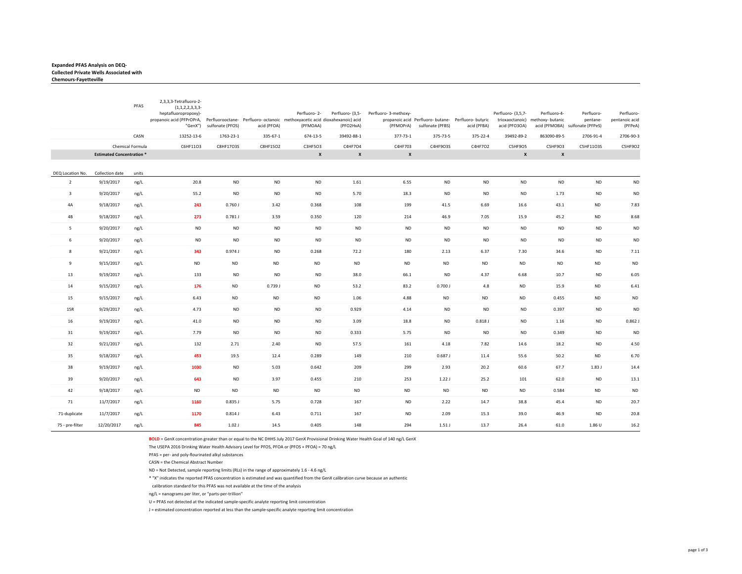**Expanded PFAS Analysis on DEQ-Collected Private Wells Associated with Chemours-Fayetteville**

| | | PFAS | 2,3,3,3-Tetrafluoro-2-(1,1,2,2,3,3,3-heptafluoropropoxy)-propanoic acid (PFPrOPrA, "GenX") | Perfluorooctane-sulfonate (PFOS) | Perfluoro-octanoic acid (PFOA) | Perfluoro-2-methoxyacetic acid (PFMOAA) | Perfluoro-(3,5-dioxahexanoic) acid (PFO2HxA) | Perfluoro-3-methoxy-propanoic acid (PFMOPrA) | Perfluoro-butane-sulfonate (PFBS) | Perfluoro-butyric acid (PFBA) | Perfluoro-(3,5,7-trioxaoctanoic) acid (PFO3OA) | Perfluoro-4-methoxy-butanic acid (PFMOBA) | Perfluoro-pentane-sulfonate (PFPeS) | Perfluoro-pentanoic acid (PFPeA) |
|---|---|---|---|---|---|---|---|---|---|---|---|---|---|---|
| | | CASN | 13252-13-6 | 1763-23-1 | 335-67-1 | 674-13-5 | 39492-88-1 | 377-73-1 | 375-73-5 | 375-22-4 | 39492-89-2 | 863090-89-5 | 2706-91-4 | 2706-90-3 |
| | | Chemical Formula | C6HF11O3 | C8HF17O3S | C8HF15O2 | C3HF5O3 | C4HF7O4 | C4HF7O3 | C4HF9O3S | C4HF7O2 | C5HF9O5 | C5HF9O3 | C5HF11O3S | C5HF9O2 |
| | Estimated Concentration * | | | | | X | X | X | | | X | X | | |
| DEQ Location No. | Collection date | units | | | | | | | | | | | | |
| 2 | 9/19/2017 | ng/L | 20.8 | ND | ND | ND | 1.61 | 6.55 | ND | ND | ND | ND | ND | ND |
| 3 | 9/20/2017 | ng/L | 55.2 | ND | ND | ND | 5.70 | 18.3 | ND | ND | ND | 1.73 | ND | ND |
| 4A | 9/18/2017 | ng/L | **243** | 0.760 J | 3.42 | 0.368 | 108 | 199 | 41.5 | 6.69 | 16.6 | 43.1 | ND | 7.83 |
| 4B | 9/18/2017 | ng/L | **273** | 0.781 J | 3.59 | 0.350 | 120 | 214 | 46.9 | 7.05 | 15.9 | 45.2 | ND | 8.68 |
| 5 | 9/20/2017 | ng/L | ND | ND | ND | ND | ND | ND | ND | ND | ND | ND | ND | ND |
| 6 | 9/20/2017 | ng/L | ND | ND | ND | ND | ND | ND | ND | ND | ND | ND | ND | ND |
| 8 | 9/21/2017 | ng/L | **343** | 0.974 J | ND | 0.268 | 72.2 | 180 | 2.13 | 6.37 | 7.30 | 34.6 | ND | 7.11 |
| 9 | 9/15/2017 | ng/L | ND | ND | ND | ND | ND | ND | ND | ND | ND | ND | ND | ND |
| 13 | 9/19/2017 | ng/L | 133 | ND | ND | ND | 38.0 | 66.1 | ND | 4.37 | 6.68 | 10.7 | ND | 6.05 |
| 14 | 9/15/2017 | ng/L | **176** | ND | 0.739 J | ND | 53.2 | 83.2 | 0.700 J | 4.8 | ND | 15.9 | ND | 6.41 |
| 15 | 9/15/2017 | ng/L | 6.43 | ND | ND | ND | 1.06 | 4.88 | ND | ND | ND | 0.455 | ND | ND |
| 15R | 9/29/2017 | ng/L | 4.73 | ND | ND | ND | 0.929 | 4.14 | ND | ND | ND | 0.397 | ND | ND |
| 16 | 9/19/2017 | ng/L | 41.0 | ND | ND | ND | 3.09 | 18.8 | ND | 0.818 J | ND | 1.16 | ND | 0.862 J |
| 31 | 9/19/2017 | ng/L | 7.79 | ND | ND | ND | 0.333 | 5.75 | ND | ND | ND | 0.349 | ND | ND |
| 32 | 9/21/2017 | ng/L | 132 | 2.71 | 2.40 | ND | 57.5 | 161 | 4.18 | 7.82 | 14.6 | 18.2 | ND | 4.50 |
| 35 | 9/18/2017 | ng/L | **453** | 19.5 | 12.4 | 0.289 | 149 | 210 | 0.687 J | 11.4 | 55.6 | 50.2 | ND | 6.70 |
| 38 | 9/19/2017 | ng/L | **1030** | ND | 5.03 | 0.642 | 209 | 299 | 2.93 | 20.2 | 60.6 | 67.7 | 1.83 J | 14.4 |
| 39 | 9/20/2017 | ng/L | **643** | ND | 3.97 | 0.455 | 210 | 253 | 1.22 J | 25.2 | 101 | 62.0 | ND | 13.1 |
| 42 | 9/18/2017 | ng/L | ND | ND | ND | ND | ND | ND | ND | ND | ND | 0.584 | ND | ND |
| 71 | 11/7/2017 | ng/L | **1160** | 0.835 J | 5.75 | 0.728 | 167 | ND | 2.22 | 14.7 | 38.8 | 45.4 | ND | 20.7 |
| 71-duplicate | 11/7/2017 | ng/L | **1170** | 0.814 J | 6.43 | 0.711 | 167 | ND | 2.09 | 15.3 | 39.0 | 46.9 | ND | 20.8 |
| 75 - pre-filter | 12/20/2017 | ng/L | **845** | 1.02 J | 14.5 | 0.405 | 148 | 294 | 1.51 J | 13.7 | 26.4 | 61.0 | 1.86 U | 16.2 |

**BOLD** = GenX concentration greater than or equal to the NC DHHS July 2017 GenX Provisional Drinking Water Health Goal of 140 ng/L GenX

The USEPA 2016 Drinking Water Health Advisory Level for PFOS, PFOA or (PFOS + PFOA) = 70 ng/L

PFAS = per- and poly-flourinated alkyl substances

CASN = the Chemical Abstract Number

ND = Not Detected, sample reporting limits (RLs) in the range of approximately 1.6 - 4.6 ng/L

* "X" inidcates the reported PFAS concentration is estimated and was quantified from the GenX calibration curve because an authentic calibration standard for this PFAS was not available at the time of the analysis

ng/L = nanograms per liter, or "parts-per-trillion"

U = PFAS not detected at the indicated sample-specific analyte reporting limit concentration

J = estimated concentration reported at less than the sample-specific analyte reporting limit concentration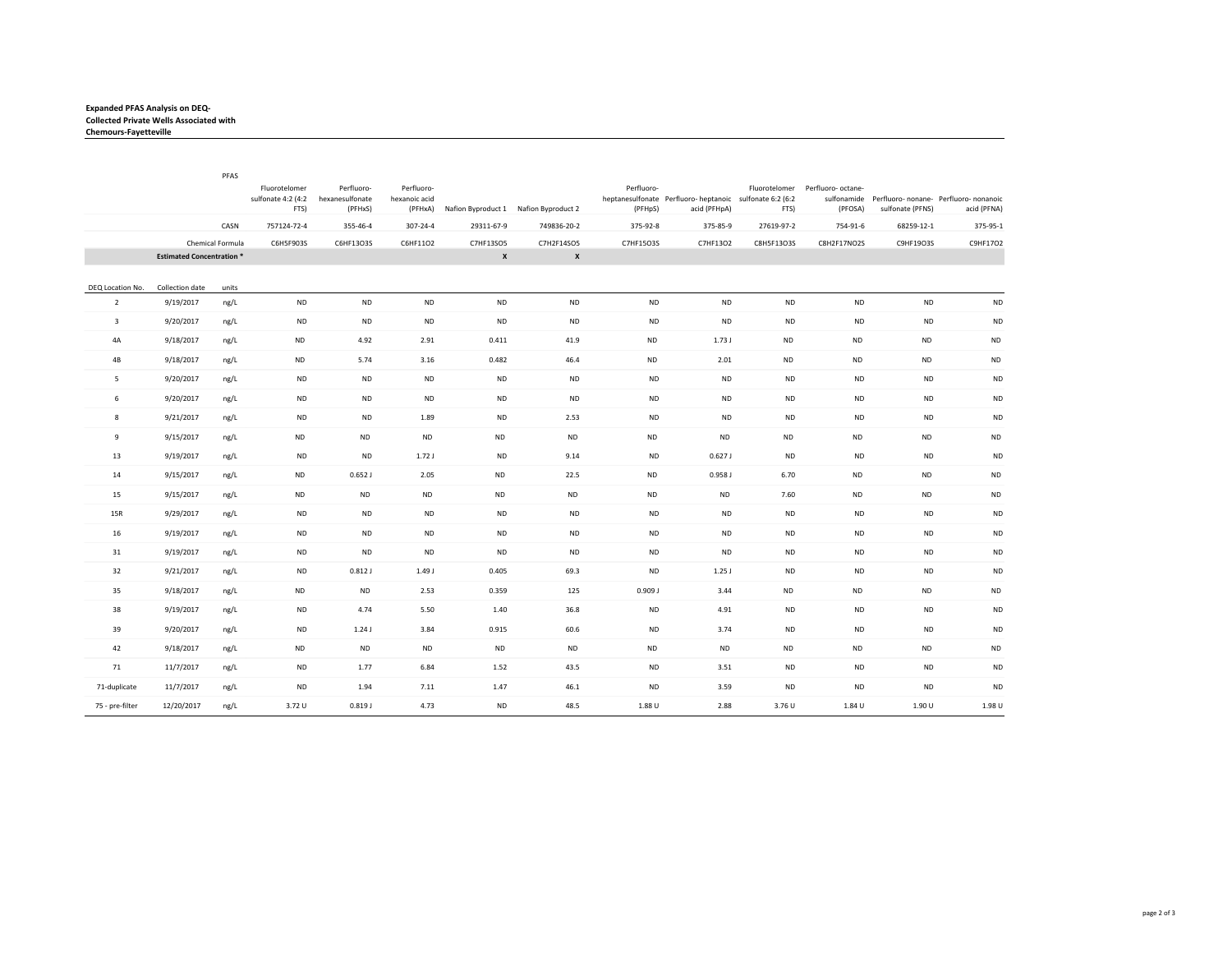**Expanded PFAS Analysis on DEQ-Collected Private Wells Associated with Chemours-Fayetteville**

| | | PFAS | Fluorotelomer sulfonate 4:2 (4:2 FTS) | Perfluoro-hexanesulfonate (PFHxS) | Perfluoro-hexanoic acid (PFHxA) | Nafion Byproduct 1 | Nafion Byproduct 2 | Perfluoro-heptanesulfonate (PFHpS) | Perfluoro- heptanoic acid (PFHpA) | Fluorotelomer sulfonate 6:2 (6:2 FTS) | Perfluoro- octane-sulfonamide (PFOSA) | Perfluoro- nonane-sulfonate (PFNS) | Perfluoro- nonanoic acid (PFNA) |
|---|---|---|---|---|---|---|---|---|---|---|---|---|---|
| | | CASN | 757124-72-4 | 355-46-4 | 307-24-4 | 29311-67-9 | 749836-20-2 | 375-92-8 | 375-85-9 | 27619-97-2 | 754-91-6 | 68259-12-1 | 375-95-1 |
| | Chemical Formula | | C6H5F9O3S | C6HF13O3S | C6HF11O2 | C7HF13SO5 | C7H2F14SO5 | C7HF15O3S | C7HF13O2 | C8H5F13O3S | C8H2F17NO2S | C9HF19O3S | C9HF17O2 |
| | Estimated Concentration * | | | | | X | X | | | | | | |
| DEQ Location No. | Collection date | units | | | | | | | | | | | |
| 2 | 9/19/2017 | ng/L | ND | ND | ND | ND | ND | ND | ND | ND | ND | ND | ND |
| 3 | 9/20/2017 | ng/L | ND | ND | ND | ND | ND | ND | ND | ND | ND | ND | ND |
| 4A | 9/18/2017 | ng/L | ND | 4.92 | 2.91 | 0.411 | 41.9 | ND | 1.73 J | ND | ND | ND | ND |
| 4B | 9/18/2017 | ng/L | ND | 5.74 | 3.16 | 0.482 | 46.4 | ND | 2.01 | ND | ND | ND | ND |
| 5 | 9/20/2017 | ng/L | ND | ND | ND | ND | ND | ND | ND | ND | ND | ND | ND |
| 6 | 9/20/2017 | ng/L | ND | ND | ND | ND | ND | ND | ND | ND | ND | ND | ND |
| 8 | 9/21/2017 | ng/L | ND | ND | 1.89 | ND | 2.53 | ND | ND | ND | ND | ND | ND |
| 9 | 9/15/2017 | ng/L | ND | ND | ND | ND | ND | ND | ND | ND | ND | ND | ND |
| 13 | 9/19/2017 | ng/L | ND | ND | 1.72 J | ND | 9.14 | ND | 0.627 J | ND | ND | ND | ND |
| 14 | 9/15/2017 | ng/L | ND | 0.652 J | 2.05 | ND | 22.5 | ND | 0.958 J | 6.70 | ND | ND | ND |
| 15 | 9/15/2017 | ng/L | ND | ND | ND | ND | ND | ND | ND | 7.60 | ND | ND | ND |
| 15R | 9/29/2017 | ng/L | ND | ND | ND | ND | ND | ND | ND | ND | ND | ND | ND |
| 16 | 9/19/2017 | ng/L | ND | ND | ND | ND | ND | ND | ND | ND | ND | ND | ND |
| 31 | 9/19/2017 | ng/L | ND | ND | ND | ND | ND | ND | ND | ND | ND | ND | ND |
| 32 | 9/21/2017 | ng/L | ND | 0.812 J | 1.49 J | 0.405 | 69.3 | ND | 1.25 J | ND | ND | ND | ND |
| 35 | 9/18/2017 | ng/L | ND | ND | 2.53 | 0.359 | 125 | 0.909 J | 3.44 | ND | ND | ND | ND |
| 38 | 9/19/2017 | ng/L | ND | 4.74 | 5.50 | 1.40 | 36.8 | ND | 4.91 | ND | ND | ND | ND |
| 39 | 9/20/2017 | ng/L | ND | 1.24 J | 3.84 | 0.915 | 60.6 | ND | 3.74 | ND | ND | ND | ND |
| 42 | 9/18/2017 | ng/L | ND | ND | ND | ND | ND | ND | ND | ND | ND | ND | ND |
| 71 | 11/7/2017 | ng/L | ND | 1.77 | 6.84 | 1.52 | 43.5 | ND | 3.51 | ND | ND | ND | ND |
| 71-duplicate | 11/7/2017 | ng/L | ND | 1.94 | 7.11 | 1.47 | 46.1 | ND | 3.59 | ND | ND | ND | ND |
| 75 - pre-filter | 12/20/2017 | ng/L | 3.72 U | 0.819 J | 4.73 | ND | 48.5 | 1.88 U | 2.88 | 3.76 U | 1.84 U | 1.90 U | 1.98 U |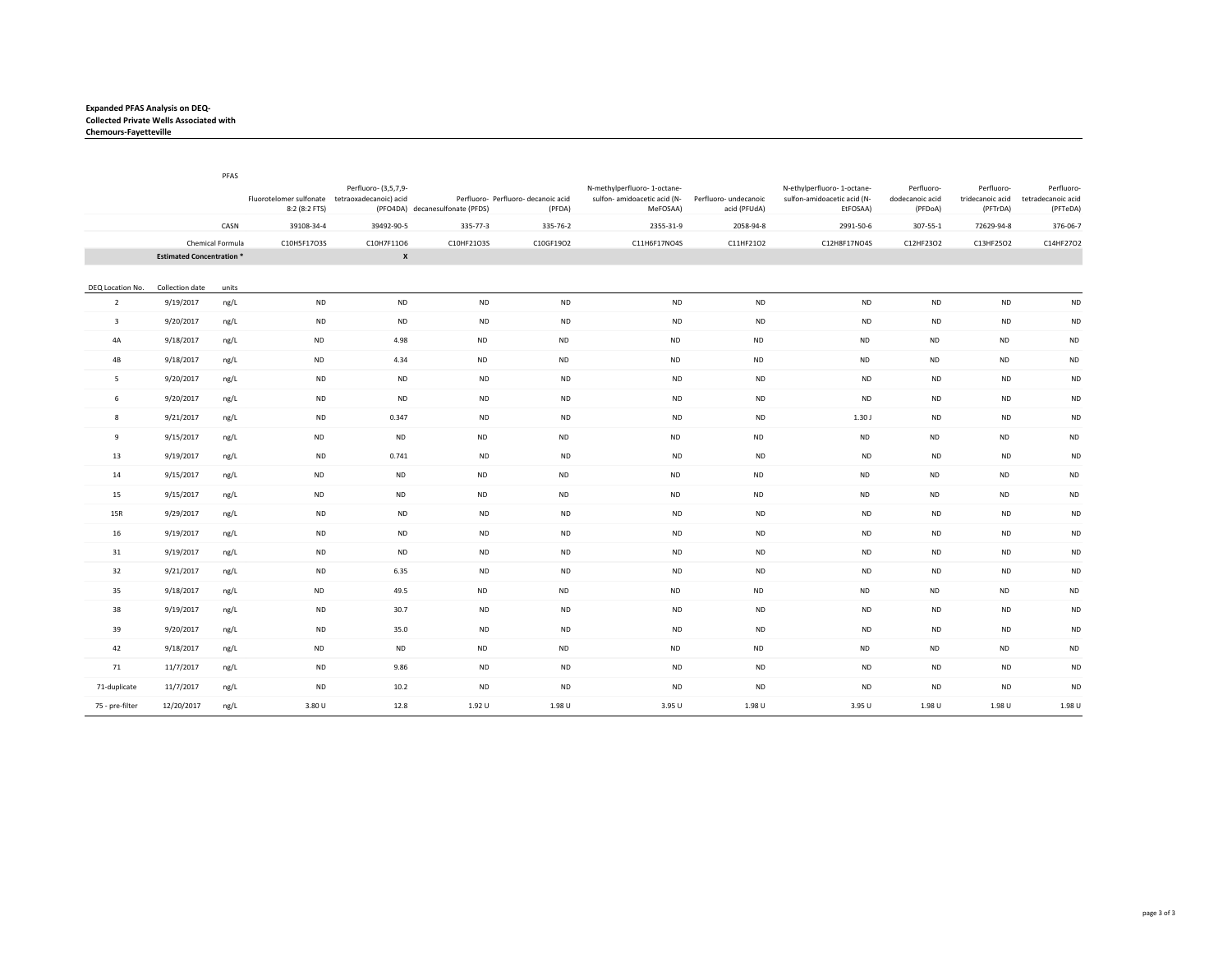**Expanded PFAS Analysis on DEQ-Collected Private Wells Associated with Chemours-Fayetteville**

| | | PFAS | Fluorotelomer sulfonate 8:2 (8:2 FTS) | Perfluoro- (3,5,7,9-tetraoxadecanoic) acid (PFO4DA) | Perfluoro- decanesulfonate (PFDS) | Perfluoro- decanoic acid (PFDA) | N-methylperfluoro- 1-octane-sulfon- amidoacetic acid (N-MeFOSAA) | Perfluoro- undecanoic acid (PFUdA) | N-ethylperfluoro- 1-octane-sulfon-amidoacetic acid (N-EtFOSAA) | Perfluoro-dodecanoic acid (PFDoA) | Perfluoro-tridecanoic acid (PFTrDA) | Perfluoro-tetradecanoic acid (PFTeDA) |
|---|---|---|---|---|---|---|---|---|---|---|---|---|
| | | CASN | 39108-34-4 | 39492-90-5 | 335-77-3 | 335-76-2 | 2355-31-9 | 2058-94-8 | 2991-50-6 | 307-55-1 | 72629-94-8 | 376-06-7 |
| | | Chemical Formula | C10H5F17O3S | C10H7F11O6 | C10HF21O3S | C10GF19O2 | C11H6F17NO4S | C11HF21O2 | C12H8F17NO4S | C12HF23O2 | C13HF25O2 | C14HF27O2 |
| | Estimated Concentration * | | | X | | | | | | | | |
| DEQ Location No. | Collection date | units | | | | | | | | | | |
| 2 | 9/19/2017 | ng/L | ND | ND | ND | ND | ND | ND | ND | ND | ND | ND |
| 3 | 9/20/2017 | ng/L | ND | ND | ND | ND | ND | ND | ND | ND | ND | ND |
| 4A | 9/18/2017 | ng/L | ND | 4.98 | ND | ND | ND | ND | ND | ND | ND | ND |
| 4B | 9/18/2017 | ng/L | ND | 4.34 | ND | ND | ND | ND | ND | ND | ND | ND |
| 5 | 9/20/2017 | ng/L | ND | ND | ND | ND | ND | ND | ND | ND | ND | ND |
| 6 | 9/20/2017 | ng/L | ND | ND | ND | ND | ND | ND | ND | ND | ND | ND |
| 8 | 9/21/2017 | ng/L | ND | 0.347 | ND | ND | ND | ND | 1.30 J | ND | ND | ND |
| 9 | 9/15/2017 | ng/L | ND | ND | ND | ND | ND | ND | ND | ND | ND | ND |
| 13 | 9/19/2017 | ng/L | ND | 0.741 | ND | ND | ND | ND | ND | ND | ND | ND |
| 14 | 9/15/2017 | ng/L | ND | ND | ND | ND | ND | ND | ND | ND | ND | ND |
| 15 | 9/15/2017 | ng/L | ND | ND | ND | ND | ND | ND | ND | ND | ND | ND |
| 15R | 9/29/2017 | ng/L | ND | ND | ND | ND | ND | ND | ND | ND | ND | ND |
| 16 | 9/19/2017 | ng/L | ND | ND | ND | ND | ND | ND | ND | ND | ND | ND |
| 31 | 9/19/2017 | ng/L | ND | ND | ND | ND | ND | ND | ND | ND | ND | ND |
| 32 | 9/21/2017 | ng/L | ND | 6.35 | ND | ND | ND | ND | ND | ND | ND | ND |
| 35 | 9/18/2017 | ng/L | ND | 49.5 | ND | ND | ND | ND | ND | ND | ND | ND |
| 38 | 9/19/2017 | ng/L | ND | 30.7 | ND | ND | ND | ND | ND | ND | ND | ND |
| 39 | 9/20/2017 | ng/L | ND | 35.0 | ND | ND | ND | ND | ND | ND | ND | ND |
| 42 | 9/18/2017 | ng/L | ND | ND | ND | ND | ND | ND | ND | ND | ND | ND |
| 71 | 11/7/2017 | ng/L | ND | 9.86 | ND | ND | ND | ND | ND | ND | ND | ND |
| 71-duplicate | 11/7/2017 | ng/L | ND | 10.2 | ND | ND | ND | ND | ND | ND | ND | ND |
| 75 - pre-filter | 12/20/2017 | ng/L | 3.80 U | 12.8 | 1.92 U | 1.98 U | 3.95 U | 1.98 U | 3.95 U | 1.98 U | 1.98 U | 1.98 U |